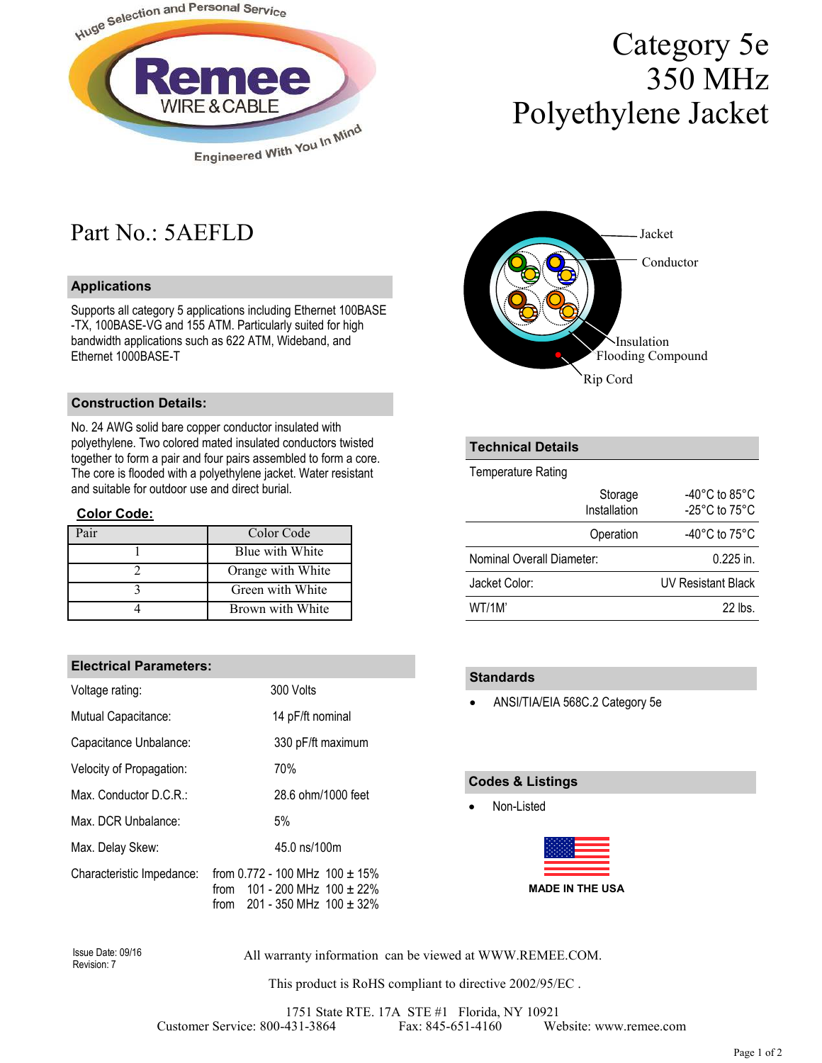# Category 5e 350 MHz Polyethylene Jacket

## Part No.: 5AEFLD

Jacket
Conductor
Insulation
Flooding Compound
Rip Cord

### Applications

Supports all category 5 applications including Ethernet 100BASE -TX, 100BASE-VG and 155 ATM. Particularly suited for high bandwidth applications such as 622 ATM, Wideband, and Ethernet 1000BASE-T

### Construction Details:

No. 24 AWG solid bare copper conductor insulated with polyethylene. Two colored mated insulated conductors twisted together to form a pair and four pairs assembled to form a core. The core is flooded with a polyethylene jacket. Water resistant and suitable for outdoor use and direct burial.

**Color Code:**

| Pair | Color Code |
|---|---|
| 1 | Blue with White |
| 2 | Orange with White |
| 3 | Green with White |
| 4 | Brown with White |

### Technical Details

| Temperature Rating | | |
|---|---|---|
| | Storage | -40°C to 85°C |
| | Installation | -25°C to 75°C |
| | Operation | -40°C to 75°C |
| Nominal Overall Diameter: | | 0.225 in. |
| Jacket Color: | | UV Resistant Black |
| WT/1M' | | 22 lbs. |

### Electrical Parameters:

| Parameter | Value |
|---|---|
| Voltage rating: | 300 Volts |
| Mutual Capacitance: | 14 pF/ft nominal |
| Capacitance Unbalance: | 330 pF/ft maximum |
| Velocity of Propagation: | 70% |
| Max. Conductor D.C.R.: | 28.6 ohm/1000 feet |
| Max. DCR Unbalance: | 5% |
| Max. Delay Skew: | 45.0 ns/100m |
| Characteristic Impedance: | from 0.772 - 100 MHz 100 ± 15%<br>from 101 - 200 MHz 100 ± 22%<br>from 201 - 350 MHz 100 ± 32% |

### Standards

- ANSI/TIA/EIA 568C.2 Category 5e

### Codes & Listings

- Non-Listed

**MADE IN THE USA**

Issue Date: 09/16
Revision: 7

All warranty information can be viewed at WWW.REMEE.COM.

This product is RoHS compliant to directive 2002/95/EC .

1751 State RTE. 17A STE #1 Florida, NY 10921
Customer Service: 800-431-3864 Fax: 845-651-4160 Website: www.remee.com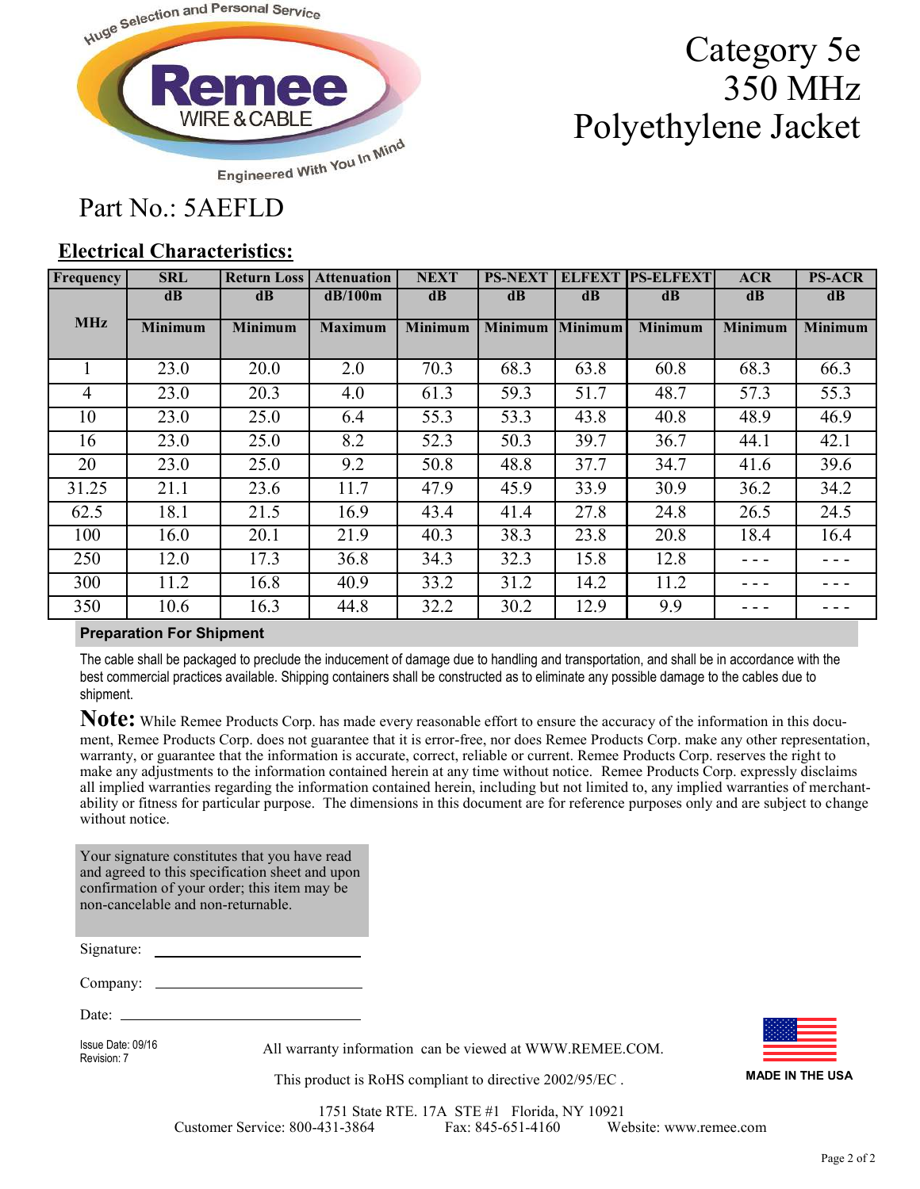Huge Selection and Personal Service

Remee WIRE & CABLE

Engineered With You In Mind

# Category 5e 350 MHz Polyethylene Jacket

Part No.: 5AEFLD

## Electrical Characteristics:

| Frequency | SRL | Return Loss | Attenuation | NEXT | PS-NEXT | ELFEXT | PS-ELFEXT | ACR | PS-ACR |
|---|---|---|---|---|---|---|---|---|---|
| MHz | dB Minimum | dB Minimum | dB/100m Maximum | dB Minimum | dB Minimum | dB Minimum | dB Minimum | dB Minimum | dB Minimum |
| 1 | 23.0 | 20.0 | 2.0 | 70.3 | 68.3 | 63.8 | 60.8 | 68.3 | 66.3 |
| 4 | 23.0 | 20.3 | 4.0 | 61.3 | 59.3 | 51.7 | 48.7 | 57.3 | 55.3 |
| 10 | 23.0 | 25.0 | 6.4 | 55.3 | 53.3 | 43.8 | 40.8 | 48.9 | 46.9 |
| 16 | 23.0 | 25.0 | 8.2 | 52.3 | 50.3 | 39.7 | 36.7 | 44.1 | 42.1 |
| 20 | 23.0 | 25.0 | 9.2 | 50.8 | 48.8 | 37.7 | 34.7 | 41.6 | 39.6 |
| 31.25 | 21.1 | 23.6 | 11.7 | 47.9 | 45.9 | 33.9 | 30.9 | 36.2 | 34.2 |
| 62.5 | 18.1 | 21.5 | 16.9 | 43.4 | 41.4 | 27.8 | 24.8 | 26.5 | 24.5 |
| 100 | 16.0 | 20.1 | 21.9 | 40.3 | 38.3 | 23.8 | 20.8 | 18.4 | 16.4 |
| 250 | 12.0 | 17.3 | 36.8 | 34.3 | 32.3 | 15.8 | 12.8 | - - - | - - - |
| 300 | 11.2 | 16.8 | 40.9 | 33.2 | 31.2 | 14.2 | 11.2 | - - - | - - - |
| 350 | 10.6 | 16.3 | 44.8 | 32.2 | 30.2 | 12.9 | 9.9 | - - - | - - - |

**Preparation For Shipment**

The cable shall be packaged to preclude the inducement of damage due to handling and transportation, and shall be in accordance with the best commercial practices available. Shipping containers shall be constructed as to eliminate any possible damage to the cables due to shipment.

**Note:** While Remee Products Corp. has made every reasonable effort to ensure the accuracy of the information in this document, Remee Products Corp. does not guarantee that it is error-free, nor does Remee Products Corp. make any other representation, warranty, or guarantee that the information is accurate, correct, reliable or current. Remee Products Corp. reserves the right to make any adjustments to the information contained herein at any time without notice. Remee Products Corp. expressly disclaims all implied warranties regarding the information contained herein, including but not limited to, any implied warranties of merchantability or fitness for particular purpose. The dimensions in this document are for reference purposes only and are subject to change without notice.

Your signature constitutes that you have read and agreed to this specification sheet and upon confirmation of your order; this item may be non-cancelable and non-returnable.

Signature: ____________________

Company: ____________________

Date: ____________________

Issue Date: 09/16
Revision: 7

All warranty information can be viewed at WWW.REMEE.COM.

This product is RoHS compliant to directive 2002/95/EC .

MADE IN THE USA

1751 State RTE. 17A STE #1 Florida, NY 10921
Customer Service: 800-431-3864 Fax: 845-651-4160 Website: www.remee.com